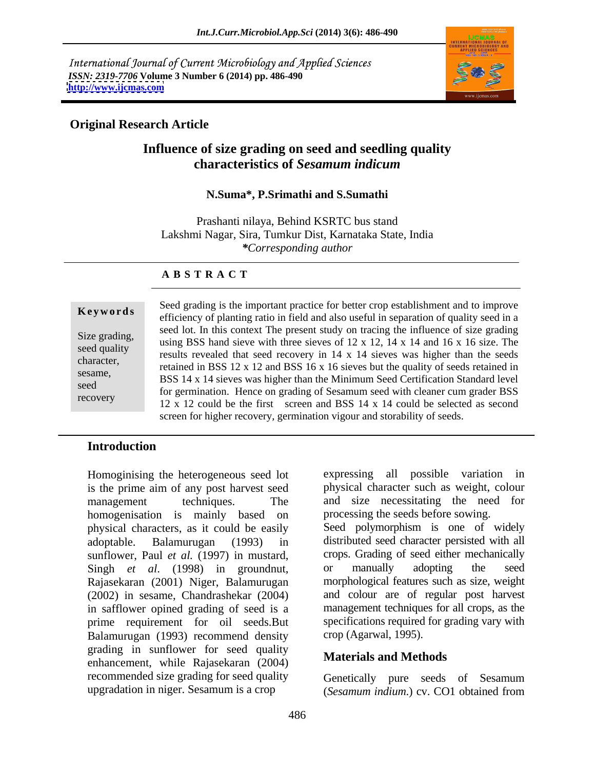International Journal of Current Microbiology and Applied Sciences
*ISSN: 2319-7706* **Volume 3 Number 6 (2014) pp. 486-490**
**http://www.ijcmas.com**

**Original Research Article**

# Influence of size grading on seed and seedling quality characteristics of *Sesamum indicum*

**N.Suma\*, P.Srimathi and S.Sumathi**

Prashanti nilaya, Behind KSRTC bus stand
Lakshmi Nagar, Sira, Tumkur Dist, Karnataka State, India
*\*Corresponding author*

## A B S T R A C T

**Keywords**

Size grading, seed quality character, sesame, seed recovery

Seed grading is the important practice for better crop establishment and to improve efficiency of planting ratio in field and also useful in separation of quality seed in a seed lot. In this context The present study on tracing the influence of size grading using BSS hand sieve with three sieves of 12 x 12, 14 x 14 and 16 x 16 size. The results revealed that seed recovery in 14 x 14 sieves was higher than the seeds retained in BSS 12 x 12 and BSS 16 x 16 sieves but the quality of seeds retained in BSS 14 x 14 sieves was higher than the Minimum Seed Certification Standard level for germination. Hence on grading of Sesamum seed with cleaner cum grader BSS 12 x 12 could be the first screen and BSS 14 x 14 could be selected as second screen for higher recovery, germination vigour and storability of seeds.

## Introduction

Homoginising the heterogeneous seed lot is the prime aim of any post harvest seed management techniques. The homogenisation is mainly based on physical characters, as it could be easily adoptable. Balamurugan (1993) in sunflower, Paul *et al.* (1997) in mustard, Singh *et al*. (1998) in groundnut, Rajasekaran (2001) Niger, Balamurugan (2002) in sesame, Chandrashekar (2004) in safflower opined grading of seed is a prime requirement for oil seeds.But Balamurugan (1993) recommend density grading in sunflower for seed quality enhancement, while Rajasekaran (2004) recommended size grading for seed quality upgradation in niger. Sesamum is a crop expressing all possible variation in physical character such as weight, colour and size necessitating the need for processing the seeds before sowing.

Seed polymorphism is one of widely distributed seed character persisted with all crops. Grading of seed either mechanically or manually adopting the seed morphological features such as size, weight and colour are of regular post harvest management techniques for all crops, as the specifications required for grading vary with crop (Agarwal, 1995).

## Materials and Methods

Genetically pure seeds of Sesamum (*Sesamum indium.*) cv. CO1 obtained from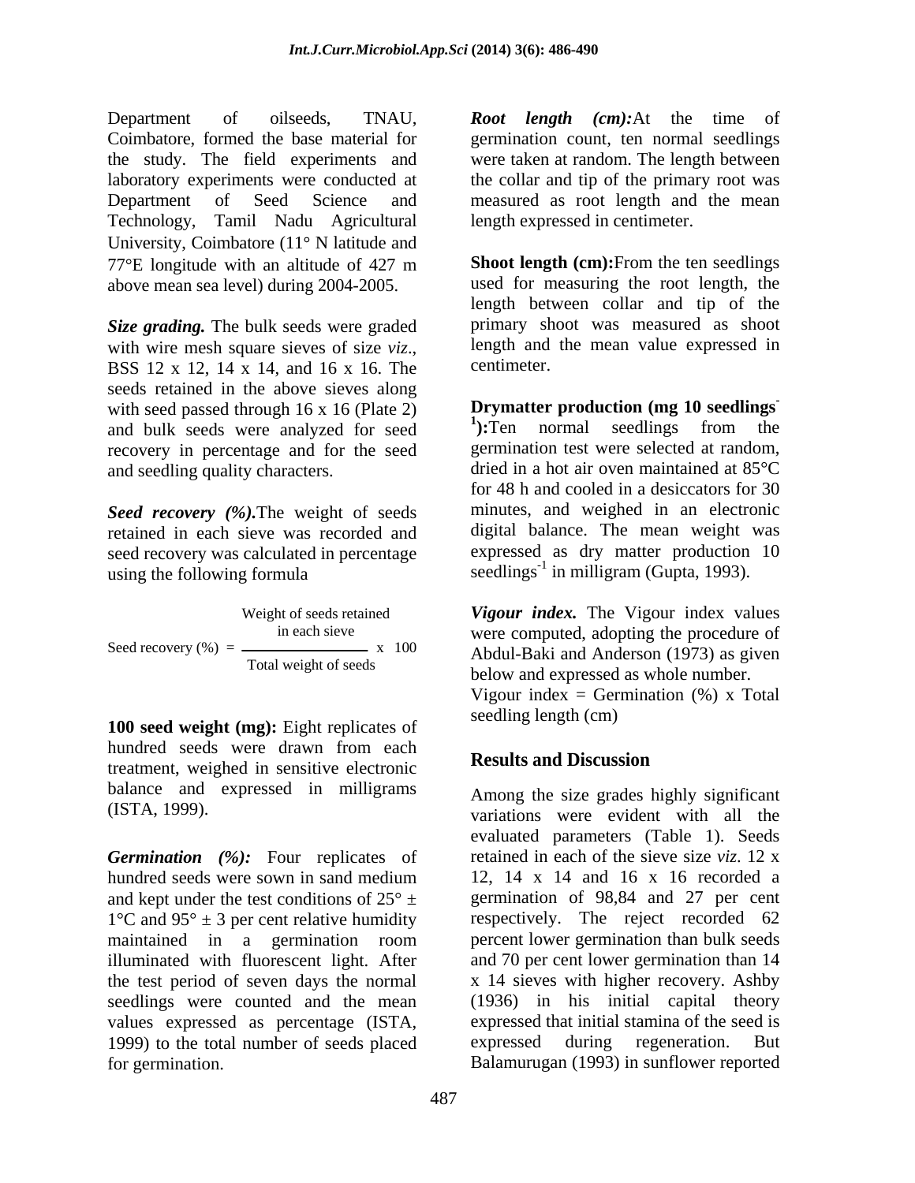Department of oilseeds, TNAU, Coimbatore, formed the base material for the study. The field experiments and laboratory experiments were conducted at Department of Seed Science and Technology, Tamil Nadu Agricultural University, Coimbatore (11° N latitude and 77°E longitude with an altitude of 427 m above mean sea level) during 2004-2005.

***Size grading.*** The bulk seeds were graded with wire mesh square sieves of size *viz*., BSS 12 x 12, 14 x 14, and 16 x 16. The seeds retained in the above sieves along with seed passed through 16 x 16 (Plate 2) and bulk seeds were analyzed for seed recovery in percentage and for the seed and seedling quality characters.

***Seed recovery (%).*** The weight of seeds retained in each sieve was recorded and seed recovery was calculated in percentage using the following formula

$$\text{Seed recovery (\%)} = \frac{\text{Weight of seeds retained in each sieve}}{\text{Total weight of seeds}} \times 100$$

**100 seed weight (mg):** Eight replicates of hundred seeds were drawn from each treatment, weighed in sensitive electronic balance and expressed in milligrams (ISTA, 1999).

***Germination (%):*** Four replicates of hundred seeds were sown in sand medium and kept under the test conditions of 25° ± 1°C and 95° ± 3 per cent relative humidity maintained in a germination room illuminated with fluorescent light. After the test period of seven days the normal seedlings were counted and the mean values expressed as percentage (ISTA, 1999) to the total number of seeds placed for germination.

***Root length (cm):*** At the time of germination count, ten normal seedlings were taken at random. The length between the collar and tip of the primary root was measured as root length and the mean length expressed in centimeter.

**Shoot length (cm):** From the ten seedlings used for measuring the root length, the length between collar and tip of the primary shoot was measured as shoot length and the mean value expressed in centimeter.

**Drymatter production (mg 10 seedlings$^{-1}$):** Ten normal seedlings from the germination test were selected at random, dried in a hot air oven maintained at 85°C for 48 h and cooled in a desiccators for 30 minutes, and weighed in an electronic digital balance. The mean weight was expressed as dry matter production 10 seedlings$^{-1}$ in milligram (Gupta, 1993).

***Vigour index.*** The Vigour index values were computed, adopting the procedure of Abdul-Baki and Anderson (1973) as given below and expressed as whole number.

Vigour index = Germination (%) x Total seedling length (cm)

## Results and Discussion

Among the size grades highly significant variations were evident with all the evaluated parameters (Table 1). Seeds retained in each of the sieve size *viz*. 12 x 12, 14 x 14 and 16 x 16 recorded a germination of 98,84 and 27 per cent respectively. The reject recorded 62 percent lower germination than bulk seeds and 70 per cent lower germination than 14 x 14 sieves with higher recovery. Ashby (1936) in his initial capital theory expressed that initial stamina of the seed is expressed during regeneration. But Balamurugan (1993) in sunflower reported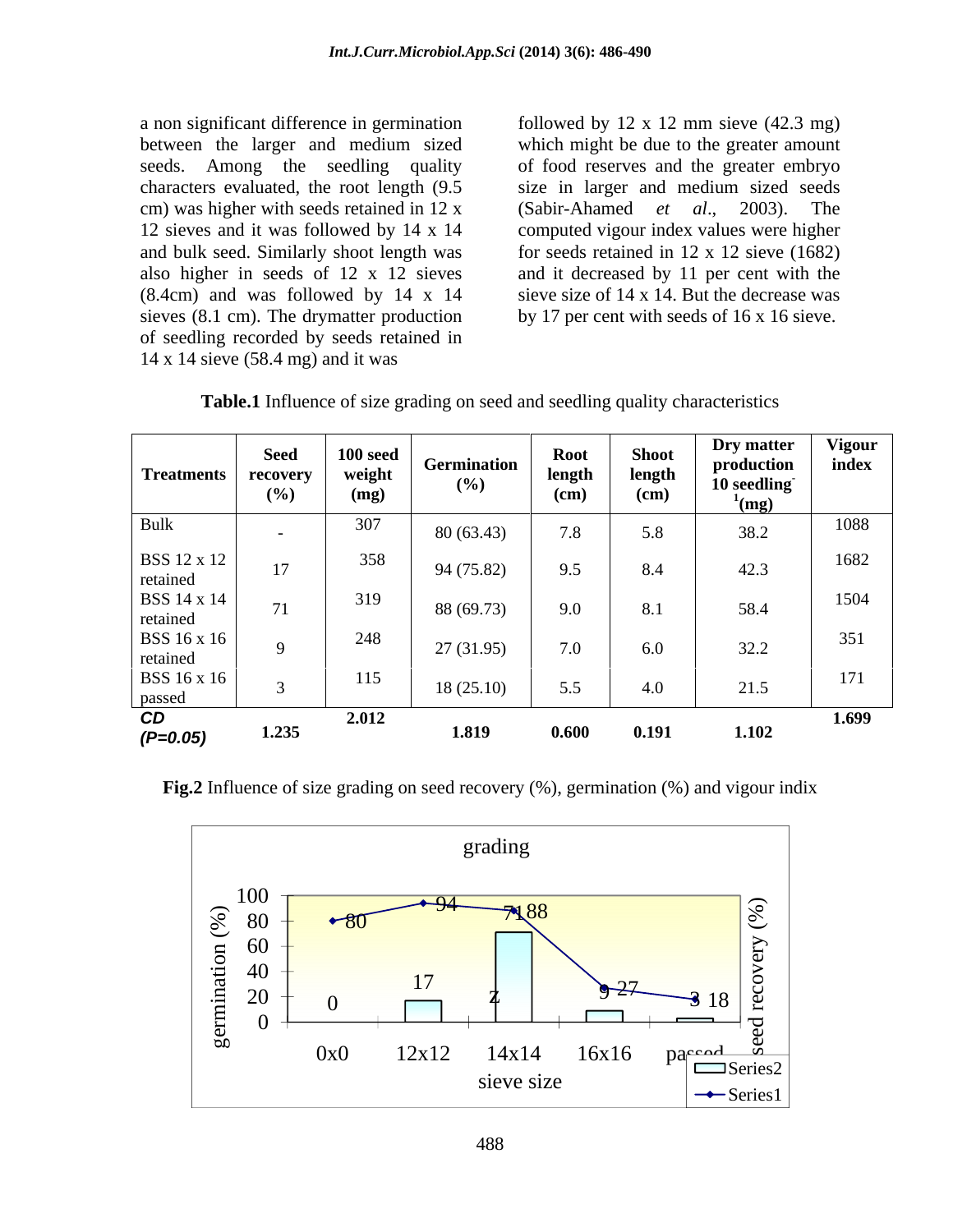a non significant difference in germination between the larger and medium sized seeds. Among the seedling quality characters evaluated, the root length (9.5 cm) was higher with seeds retained in 12 x 12 sieves and it was followed by 14 x 14 and bulk seed. Similarly shoot length was also higher in seeds of 12 x 12 sieves (8.4cm) and was followed by 14 x 14 sieves (8.1 cm). The drymatter production of seedling recorded by seeds retained in 14 x 14 sieve (58.4 mg) and it was followed by 12 x 12 mm sieve (42.3 mg) which might be due to the greater amount of food reserves and the greater embryo size in larger and medium sized seeds (Sabir-Ahamed *et al*., 2003). The computed vigour index values were higher for seeds retained in 12 x 12 sieve (1682) and it decreased by 11 per cent with the sieve size of 14 x 14. But the decrease was by 17 per cent with seeds of 16 x 16 sieve.

**Table.1** Influence of size grading on seed and seedling quality characteristics

| Treatments | Seed recovery (%) | 100 seed weight (mg) | Germination (%) | Root length (cm) | Shoot length (cm) | Dry matter production 10 seedling$^{-1}$(mg) | Vigour index |
|---|---|---|---|---|---|---|---|
| Bulk | - | 307 | 80 (63.43) | 7.8 | 5.8 | 38.2 | 1088 |
| BSS 12 x 12 retained | 17 | 358 | 94 (75.82) | 9.5 | 8.4 | 42.3 | 1682 |
| BSS 14 x 14 retained | 71 | 319 | 88 (69.73) | 9.0 | 8.1 | 58.4 | 1504 |
| BSS 16 x 16 retained | 9 | 248 | 27 (31.95) | 7.0 | 6.0 | 32.2 | 351 |
| BSS 16 x 16 passed | 3 | 115 | 18 (25.10) | 5.5 | 4.0 | 21.5 | 171 |
| ***CD (P=0.05)*** | **1.235** | **2.012** | **1.819** | **0.600** | **0.191** | **1.102** | **1.699** |

**Fig.2** Influence of size grading on seed recovery (%), germination (%) and vigour indix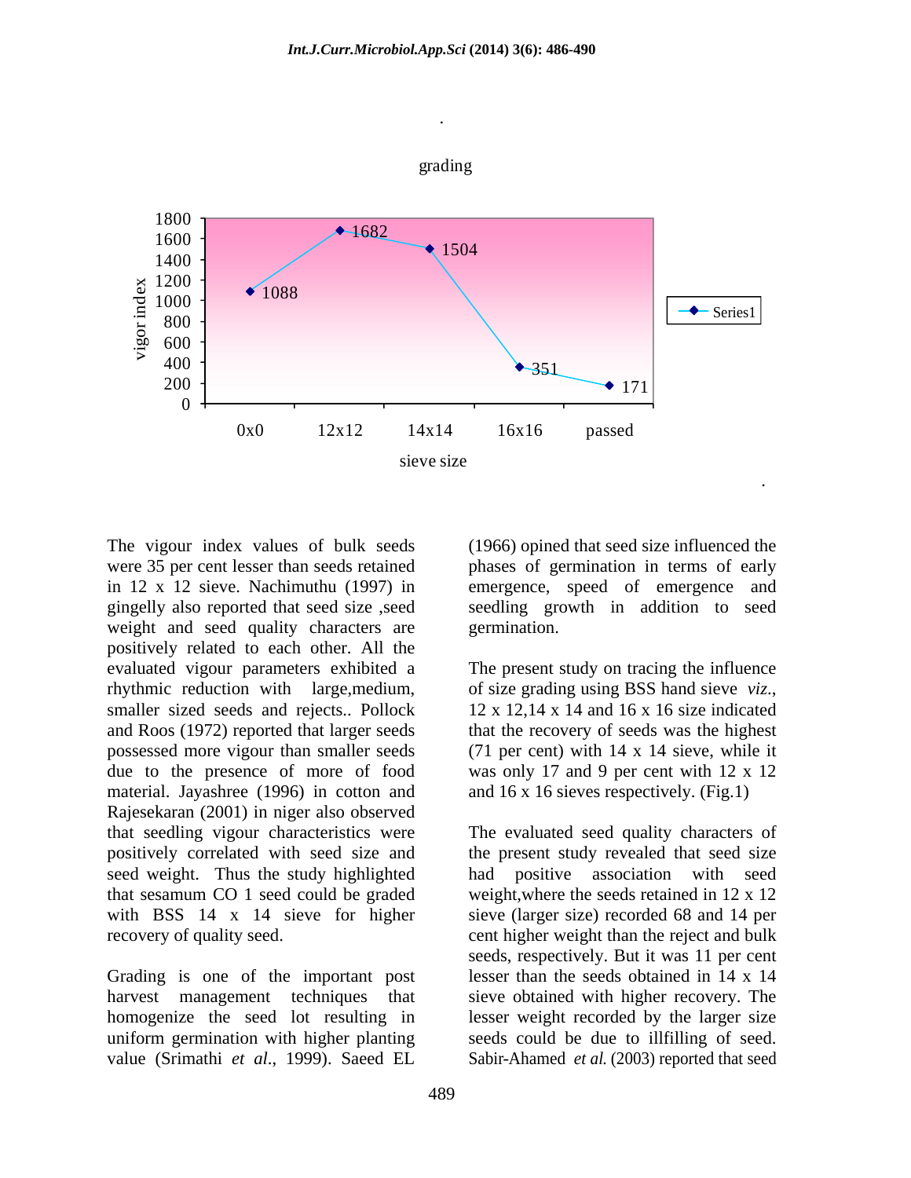The vigour index values of bulk seeds were 35 per cent lesser than seeds retained in 12 x 12 sieve. Nachimuthu (1997) in gingelly also reported that seed size ,seed weight and seed quality characters are positively related to each other. All the evaluated vigour parameters exhibited a rhythmic reduction with large,medium, smaller sized seeds and rejects.. Pollock and Roos (1972) reported that larger seeds possessed more vigour than smaller seeds due to the presence of more of food material. Jayashree (1996) in cotton and Rajesekaran (2001) in niger also observed that seedling vigour characteristics were positively correlated with seed size and seed weight. Thus the study highlighted that sesamum CO 1 seed could be graded with BSS 14 x 14 sieve for higher recovery of quality seed.

Grading is one of the important post harvest management techniques that homogenize the seed lot resulting in uniform germination with higher planting value (Srimathi *et al*., 1999). Saeed EL (1966) opined that seed size influenced the phases of germination in terms of early emergence, speed of emergence and seedling growth in addition to seed germination.

The present study on tracing the influence of size grading using BSS hand sieve *viz*., 12 x 12,14 x 14 and 16 x 16 size indicated that the recovery of seeds was the highest (71 per cent) with 14 x 14 sieve, while it was only 17 and 9 per cent with 12 x 12 and 16 x 16 sieves respectively. (Fig.1)

The evaluated seed quality characters of the present study revealed that seed size had positive association with seed weight,where the seeds retained in 12 x 12 sieve (larger size) recorded 68 and 14 per cent higher weight than the reject and bulk seeds, respectively. But it was 11 per cent lesser than the seeds obtained in 14 x 14 sieve obtained with higher recovery. The lesser weight recorded by the larger size seeds could be due to illfilling of seed. Sabir-Ahamed *et al.* (2003) reported that seed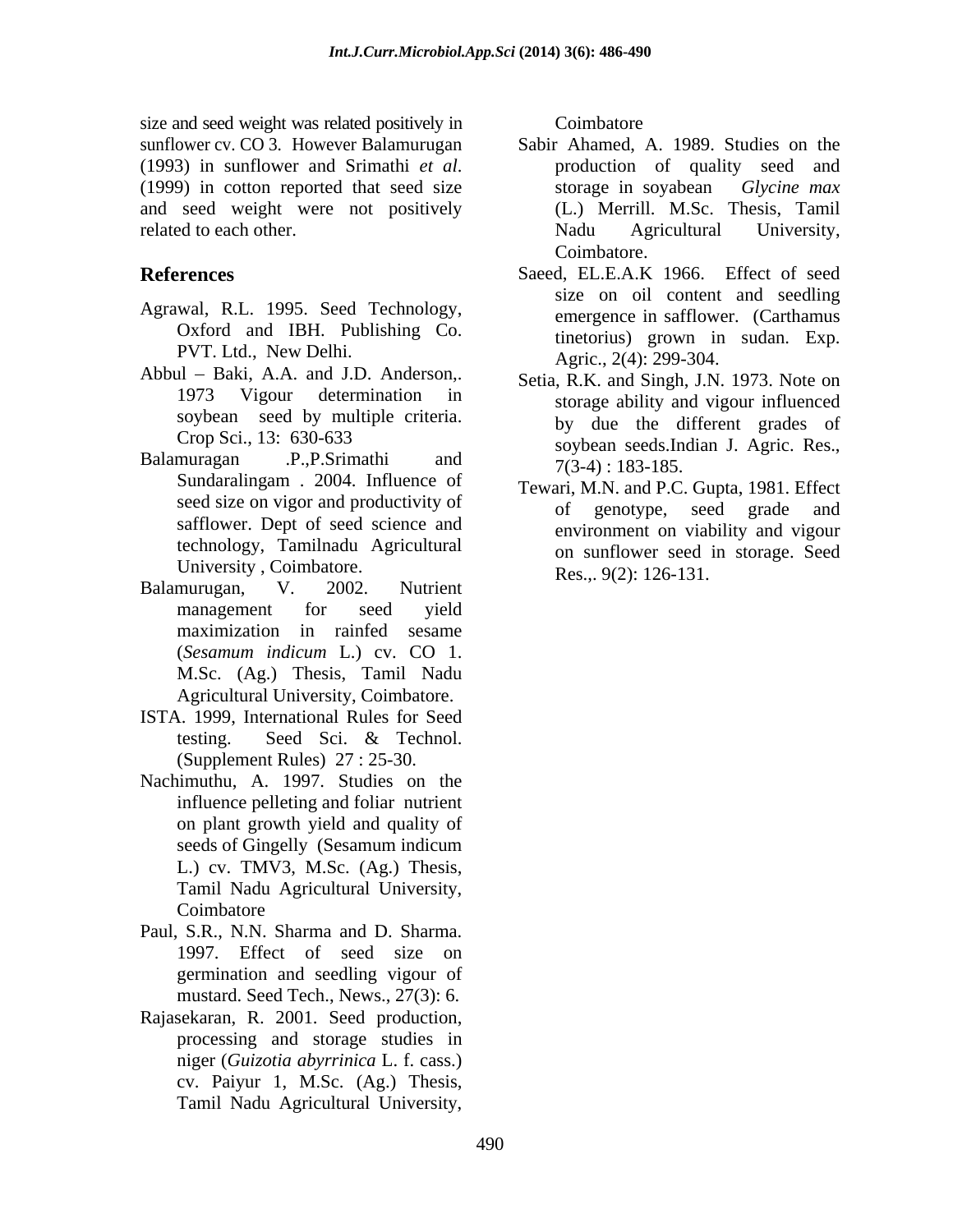size and seed weight was related positively in sunflower cv. CO 3. However Balamurugan (1993) in sunflower and Srimathi *et al*. (1999) in cotton reported that seed size and seed weight were not positively related to each other.

## References

- Agrawal, R.L. 1995. Seed Technology, Oxford and IBH. Publishing Co. PVT. Ltd., New Delhi.
- Abbul – Baki, A.A. and J.D. Anderson,. 1973 Vigour determination in soybean seed by multiple criteria. Crop Sci., 13: 630-633
- Balamuragan .P.,P.Srimathi and Sundaralingam . 2004. Influence of seed size on vigor and productivity of safflower. Dept of seed science and technology, Tamilnadu Agricultural University , Coimbatore.
- Balamurugan, V. 2002. Nutrient management for seed yield maximization in rainfed sesame (*Sesamum indicum* L.) cv. CO 1. M.Sc. (Ag.) Thesis, Tamil Nadu Agricultural University, Coimbatore.
- ISTA. 1999, International Rules for Seed testing. Seed Sci. & Technol. (Supplement Rules) 27 : 25-30.
- Nachimuthu, A. 1997. Studies on the influence pelleting and foliar nutrient on plant growth yield and quality of seeds of Gingelly (Sesamum indicum L.) cv. TMV3, M.Sc. (Ag.) Thesis, Tamil Nadu Agricultural University, Coimbatore
- Paul, S.R., N.N. Sharma and D. Sharma. 1997. Effect of seed size on germination and seedling vigour of mustard. Seed Tech., News., 27(3): 6.
- Rajasekaran, R. 2001. Seed production, processing and storage studies in niger (*Guizotia abyrrinica* L. f. cass.) cv. Paiyur 1, M.Sc. (Ag.) Thesis, Tamil Nadu Agricultural University, Coimbatore
- Sabir Ahamed, A. 1989. Studies on the production of quality seed and storage in soyabean *Glycine max* (L.) Merrill. M.Sc. Thesis, Tamil Nadu Agricultural University, Coimbatore.
- Saeed, EL.E.A.K 1966. Effect of seed size on oil content and seedling emergence in safflower. (Carthamus tinetorius) grown in sudan. Exp. Agric., 2(4): 299-304.
- Setia, R.K. and Singh, J.N. 1973. Note on storage ability and vigour influenced by due the different grades of soybean seeds.Indian J. Agric. Res., 7(3-4) : 183-185.
- Tewari, M.N. and P.C. Gupta, 1981. Effect of genotype, seed grade and environment on viability and vigour on sunflower seed in storage. Seed Res.,. 9(2): 126-131.